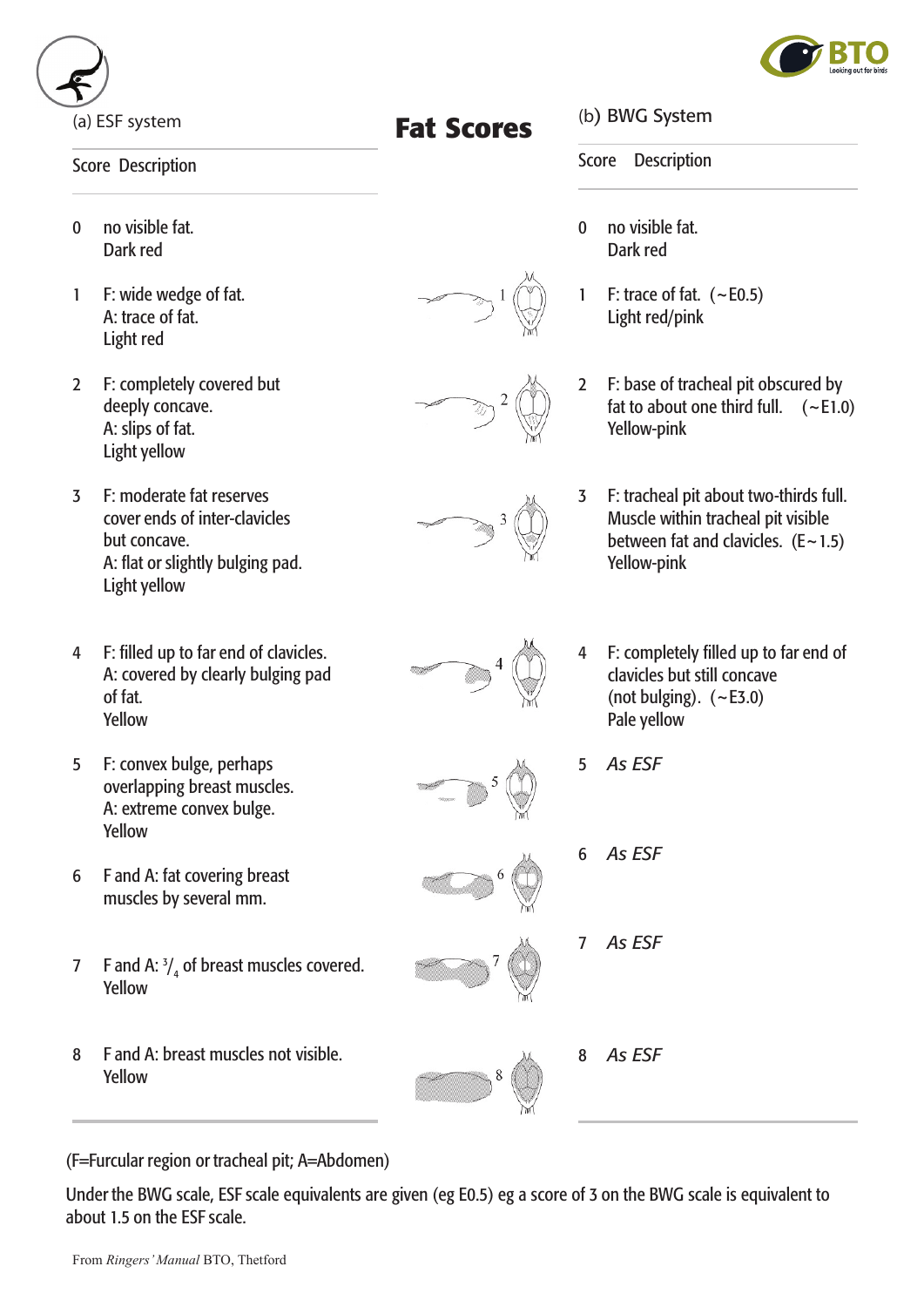# Fat Scores

## (a) ESF system

| Score | Description |
|---|---|
| 0 | no visible fat. Dark red |
| 1 | F: wide wedge of fat. A: trace of fat. Light red |
| 2 | F: completely covered but deeply concave. A: slips of fat. Light yellow |
| 3 | F: moderate fat reserves cover ends of inter-clavicles but concave. A: flat or slightly bulging pad. Light yellow |
| 4 | F: filled up to far end of clavicles. A: covered by clearly bulging pad of fat. Yellow |
| 5 | F: convex bulge, perhaps overlapping breast muscles. A: extreme convex bulge. Yellow |
| 6 | F and A: fat covering breast muscles by several mm. |
| 7 | F and A: $^{3}/_{4}$ of breast muscles covered. Yellow |
| 8 | F and A: breast muscles not visible. Yellow |

## (b) BWG System

| Score | Description |
|---|---|
| 0 | no visible fat. Dark red |
| 1 | F: trace of fat. (~E0.5) Light red/pink |
| 2 | F: base of tracheal pit obscured by fat to about one third full. (~E1.0) Yellow-pink |
| 3 | F: tracheal pit about two-thirds full. Muscle within tracheal pit visible between fat and clavicles. (E~1.5) Yellow-pink |
| 4 | F: completely filled up to far end of clavicles but still concave (not bulging). (~E3.0) Pale yellow |
| 5 | *As ESF* |
| 6 | *As ESF* |
| 7 | *As ESF* |
| 8 | *As ESF* |

(F=Furcular region or tracheal pit; A=Abdomen)

Under the BWG scale, ESF scale equivalents are given (eg E0.5) eg a score of 3 on the BWG scale is equivalent to about 1.5 on the ESF scale.

From *Ringers' Manual* BTO, Thetford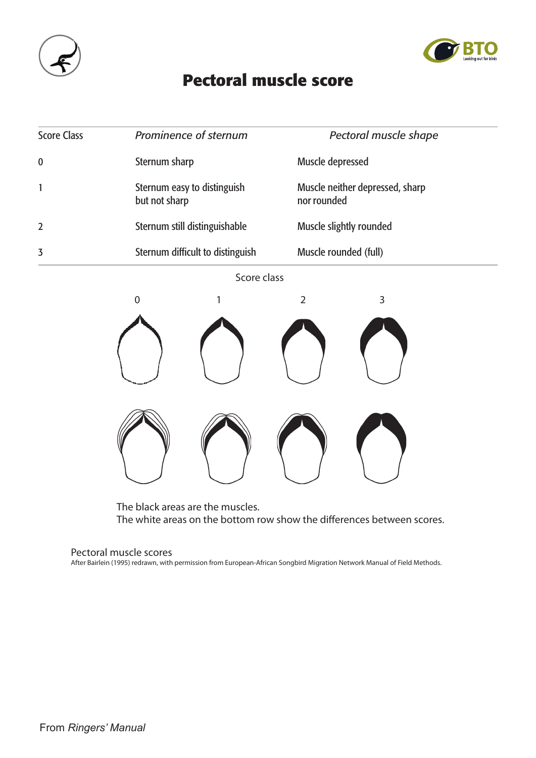# Pectoral muscle score

| Score Class | *Prominence of sternum* | *Pectoral muscle shape* |
|---|---|---|
| 0 | Sternum sharp | Muscle depressed |
| 1 | Sternum easy to distinguish but not sharp | Muscle neither depressed, sharp nor rounded |
| 2 | Sternum still distinguishable | Muscle slightly rounded |
| 3 | Sternum difficult to distinguish | Muscle rounded (full) |

Score class

0 1 2 3

The black areas are the muscles.
The white areas on the bottom row show the differences between scores.

Pectoral muscle scores
After Bairlein (1995) redrawn, with permission from European-African Songbird Migration Network Manual of Field Methods.

From *Ringers' Manual*